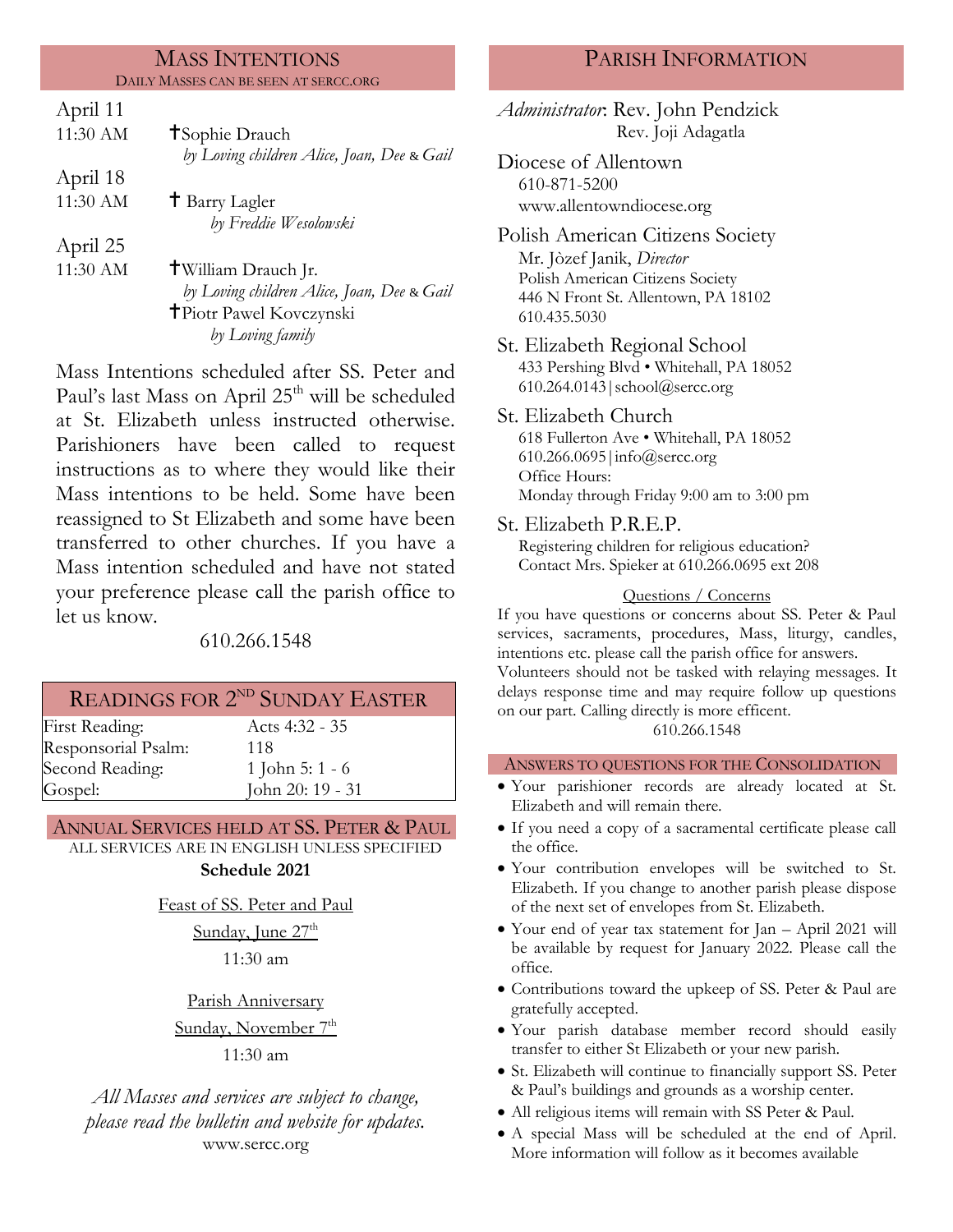## Mass Intentions

DAILY MASSES CAN BE SEEN AT SERCC.ORG

**April 11**

11:30 AM — †Sophie Drauch
*by Loving children Alice, Joan, Dee & Gail*

**April 18**

11:30 AM — † Barry Lagler
*by Freddie Wesolowski*

**April 25**

11:30 AM — †William Drauch Jr.
*by Loving children Alice, Joan, Dee & Gail*
†Piotr Pawel Kovczynski
*by Loving family*

Mass Intentions scheduled after SS. Peter and Paul's last Mass on April 25th will be scheduled at St. Elizabeth unless instructed otherwise. Parishioners have been called to request instructions as to where they would like their Mass intentions to be held. Some have been reassigned to St Elizabeth and some have been transferred to other churches. If you have a Mass intention scheduled and have not stated your preference please call the parish office to let us know.

610.266.1548

## Readings for 2nd Sunday Easter

| | |
|---|---|
| First Reading: | Acts 4:32 - 35 |
| Responsorial Psalm: | 118 |
| Second Reading: | 1 John 5: 1 - 6 |
| Gospel: | John 20: 19 - 31 |

## Annual Services held at SS. Peter & Paul

ALL SERVICES ARE IN ENGLISH UNLESS SPECIFIED

**Schedule 2021**

Feast of SS. Peter and Paul
Sunday, June 27th
11:30 am

Parish Anniversary
Sunday, November 7th
11:30 am

*All Masses and services are subject to change, please read the bulletin and website for updates.*
www.sercc.org

## Parish Information

*Administrator*: Rev. John Pendzick
Rev. Joji Adagatla

**Diocese of Allentown**
610-871-5200
www.allentowndiocese.org

**Polish American Citizens Society**
Mr. Jòzef Janik, *Director*
Polish American Citizens Society
446 N Front St. Allentown, PA 18102
610.435.5030

**St. Elizabeth Regional School**
433 Pershing Blvd • Whitehall, PA 18052
610.264.0143 | school@sercc.org

**St. Elizabeth Church**
618 Fullerton Ave • Whitehall, PA 18052
610.266.0695 | info@sercc.org
Office Hours:
Monday through Friday 9:00 am to 3:00 pm

**St. Elizabeth P.R.E.P.**
Registering children for religious education?
Contact Mrs. Spieker at 610.266.0695 ext 208

**Questions / Concerns**

If you have questions or concerns about SS. Peter & Paul services, sacraments, procedures, Mass, liturgy, candles, intentions etc. please call the parish office for answers. Volunteers should not be tasked with relaying messages. It delays response time and may require follow up questions on our part. Calling directly is more efficent.

610.266.1548

## Answers to questions for the Consolidation

- Your parishioner records are already located at St. Elizabeth and will remain there.
- If you need a copy of a sacramental certificate please call the office.
- Your contribution envelopes will be switched to St. Elizabeth. If you change to another parish please dispose of the next set of envelopes from St. Elizabeth.
- Your end of year tax statement for Jan – April 2021 will be available by request for January 2022. Please call the office.
- Contributions toward the upkeep of SS. Peter & Paul are gratefully accepted.
- Your parish database member record should easily transfer to either St Elizabeth or your new parish.
- St. Elizabeth will continue to financially support SS. Peter & Paul's buildings and grounds as a worship center.
- All religious items will remain with SS Peter & Paul.
- A special Mass will be scheduled at the end of April. More information will follow as it becomes available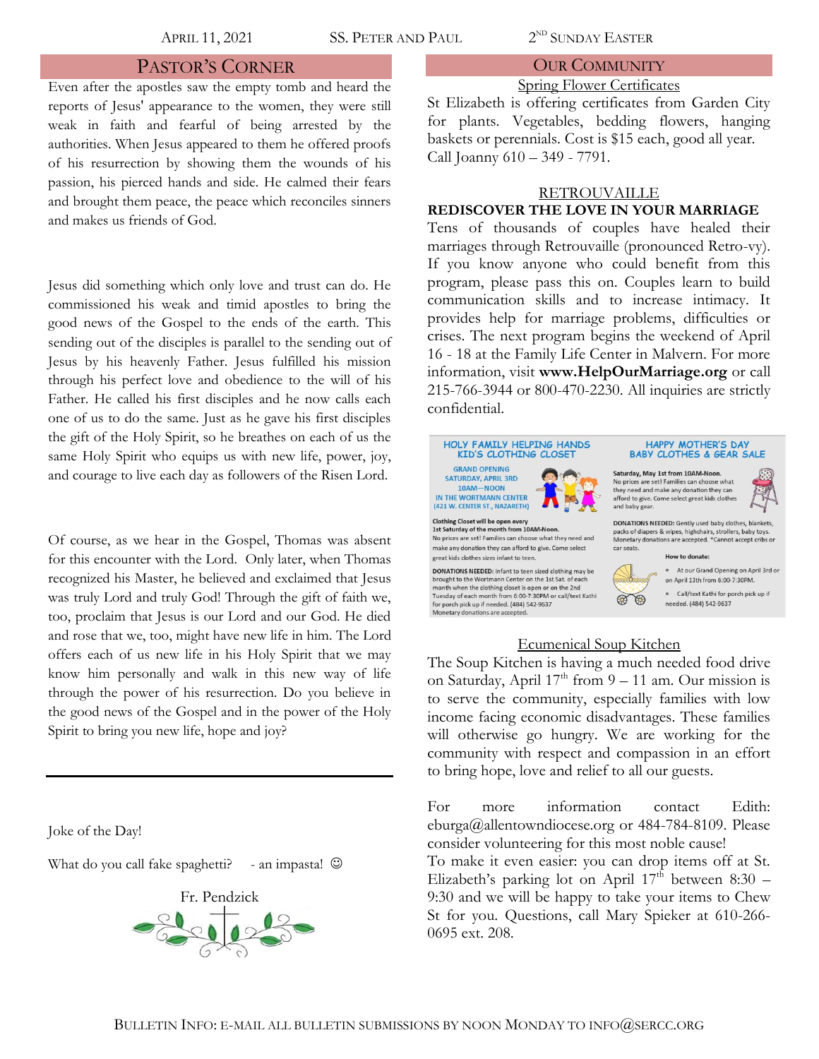## PASTOR'S CORNER

Even after the apostles saw the empty tomb and heard the reports of Jesus' appearance to the women, they were still weak in faith and fearful of being arrested by the authorities. When Jesus appeared to them he offered proofs of his resurrection by showing them the wounds of his passion, his pierced hands and side. He calmed their fears and brought them peace, the peace which reconciles sinners and makes us friends of God.

Jesus did something which only love and trust can do. He commissioned his weak and timid apostles to bring the good news of the Gospel to the ends of the earth. This sending out of the disciples is parallel to the sending out of Jesus by his heavenly Father. Jesus fulfilled his mission through his perfect love and obedience to the will of his Father. He called his first disciples and he now calls each one of us to do the same. Just as he gave his first disciples the gift of the Holy Spirit, so he breathes on each of us the same Holy Spirit who equips us with new life, power, joy, and courage to live each day as followers of the Risen Lord.

Of course, as we hear in the Gospel, Thomas was absent for this encounter with the Lord. Only later, when Thomas recognized his Master, he believed and exclaimed that Jesus was truly Lord and truly God! Through the gift of faith we, too, proclaim that Jesus is our Lord and our God. He died and rose that we, too, might have new life in him. The Lord offers each of us new life in his Holy Spirit that we may know him personally and walk in this new way of life through the power of his resurrection. Do you believe in the good news of the Gospel and in the power of the Holy Spirit to bring you new life, hope and joy?

---

Joke of the Day!

What do you call fake spaghetti? - an impasta! ☺

Fr. Pendzick

## OUR COMMUNITY

### Spring Flower Certificates

St Elizabeth is offering certificates from Garden City for plants. Vegetables, bedding flowers, hanging baskets or perennials. Cost is $15 each, good all year. Call Joanny 610 – 349 - 7791.

### RETROUVAILLE

**REDISCOVER THE LOVE IN YOUR MARRIAGE**

Tens of thousands of couples have healed their marriages through Retrouvaille (pronounced Retro-vy). If you know anyone who could benefit from this program, please pass this on. Couples learn to build communication skills and to increase intimacy. It provides help for marriage problems, difficulties or crises. The next program begins the weekend of April 16 - 18 at the Family Life Center in Malvern. For more information, visit **www.HelpOurMarriage.org** or call 215-766-3944 or 800-470-2230. All inquiries are strictly confidential.

### HOLY FAMILY HELPING HANDS KID'S CLOTHING CLOSET

GRAND OPENING
SATURDAY, APRIL 3RD
10AM—NOON
IN THE WORTMANN CENTER
(421 W. CENTER ST., NAZARETH)

**Clothing Closet will be open every 1st Saturday of the month from 10AM-Noon.** No prices are set! Families can choose what they need and make any donation they can afford to give. Come select great kids clothes sizes infant to teen.

**DONATIONS NEEDED:** Infant to teen sized clothing may be brought to the Wortmann Center on the 1st Sat. of each month when the clothing closet is open or on the 2nd Tuesday of each month from 6:00-7:30PM or call/text Kathi for porch pick up if needed. (484) 542-9637
Monetary donations are accepted.

### HAPPY MOTHER'S DAY BABY CLOTHES & GEAR SALE

**Saturday, May 1st from 10AM-Noon.** No prices are set! Families can choose what they need and make any donation they can afford to give. Come select great kids clothes and baby gear.

**DONATIONS NEEDED:** Gently used baby clothes, blankets, packs of diapers & wipes, highchairs, strollers, baby toys. Monetary donations are accepted. *Cannot accept cribs or car seats.

**How to donate:**

- At our Grand Opening on April 3rd or on April 13th from 6:00-7:30PM.
- Call/text Kathi for porch pick up if needed. (484) 542-9637

### Ecumenical Soup Kitchen

The Soup Kitchen is having a much needed food drive on Saturday, April 17th from 9 – 11 am. Our mission is to serve the community, especially families with low income facing economic disadvantages. These families will otherwise go hungry. We are working for the community with respect and compassion in an effort to bring hope, love and relief to all our guests.

For more information contact Edith: eburga@allentowndiocese.org or 484-784-8109. Please consider volunteering for this most noble cause!

To make it even easier: you can drop items off at St. Elizabeth's parking lot on April 17th between 8:30 – 9:30 and we will be happy to take your items to Chew St for you. Questions, call Mary Spieker at 610-266-0695 ext. 208.